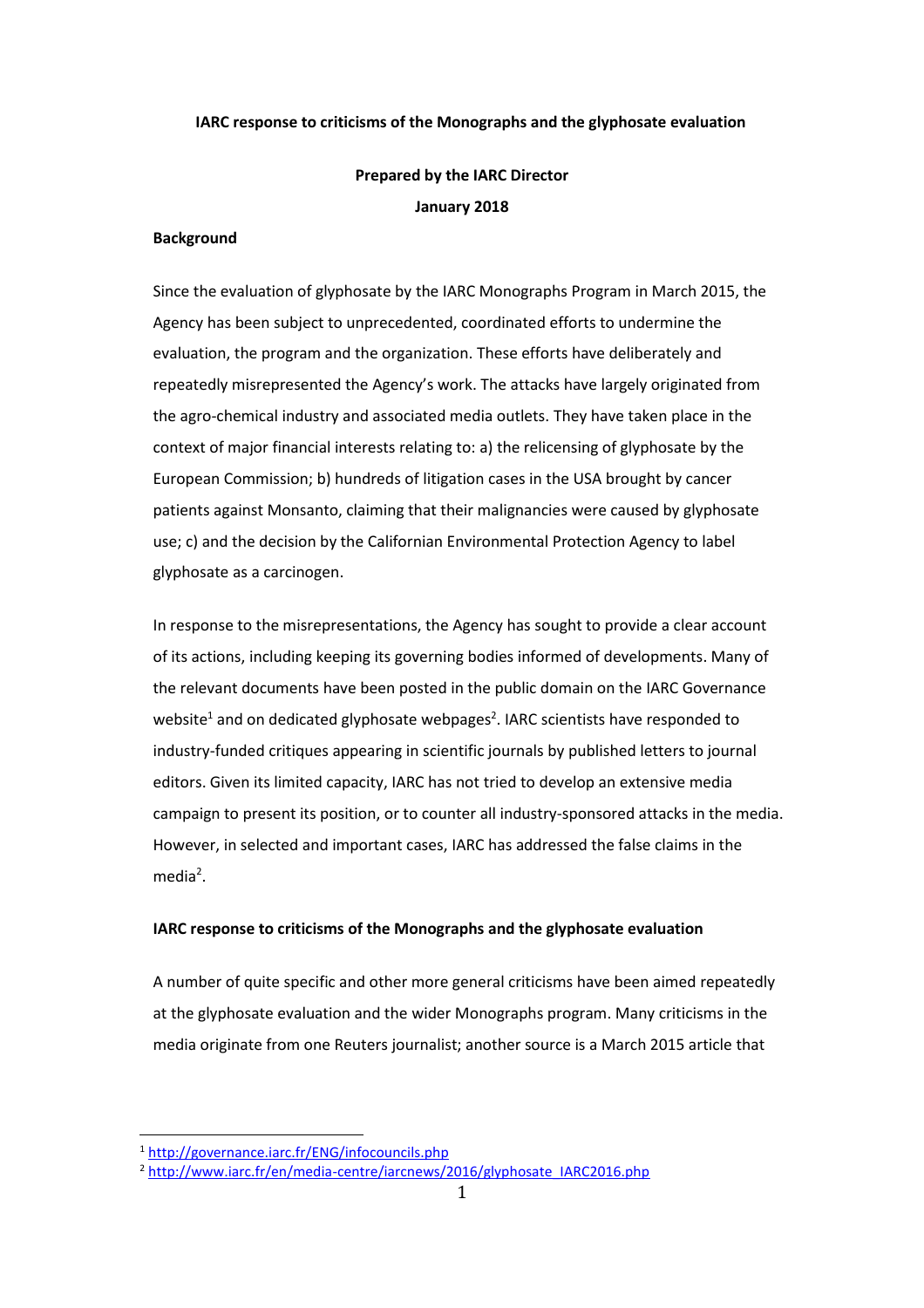**IARC response to criticisms of the Monographs and the glyphosate evaluation**

**Prepared by the IARC Director**

**January 2018**

**Background**

Since the evaluation of glyphosate by the IARC Monographs Program in March 2015, the Agency has been subject to unprecedented, coordinated efforts to undermine the evaluation, the program and the organization. These efforts have deliberately and repeatedly misrepresented the Agency's work. The attacks have largely originated from the agro-chemical industry and associated media outlets. They have taken place in the context of major financial interests relating to: a) the relicensing of glyphosate by the European Commission; b) hundreds of litigation cases in the USA brought by cancer patients against Monsanto, claiming that their malignancies were caused by glyphosate use; c) and the decision by the Californian Environmental Protection Agency to label glyphosate as a carcinogen.

In response to the misrepresentations, the Agency has sought to provide a clear account of its actions, including keeping its governing bodies informed of developments. Many of the relevant documents have been posted in the public domain on the IARC Governance website[1] and on dedicated glyphosate webpages[2]. IARC scientists have responded to industry-funded critiques appearing in scientific journals by published letters to journal editors. Given its limited capacity, IARC has not tried to develop an extensive media campaign to present its position, or to counter all industry-sponsored attacks in the media. However, in selected and important cases, IARC has addressed the false claims in the media[2].

**IARC response to criticisms of the Monographs and the glyphosate evaluation**

A number of quite specific and other more general criticisms have been aimed repeatedly at the glyphosate evaluation and the wider Monographs program. Many criticisms in the media originate from one Reuters journalist; another source is a March 2015 article that

[1] http://governance.iarc.fr/ENG/infocouncils.php

[2] http://www.iarc.fr/en/media-centre/iarcnews/2016/glyphosate_IARC2016.php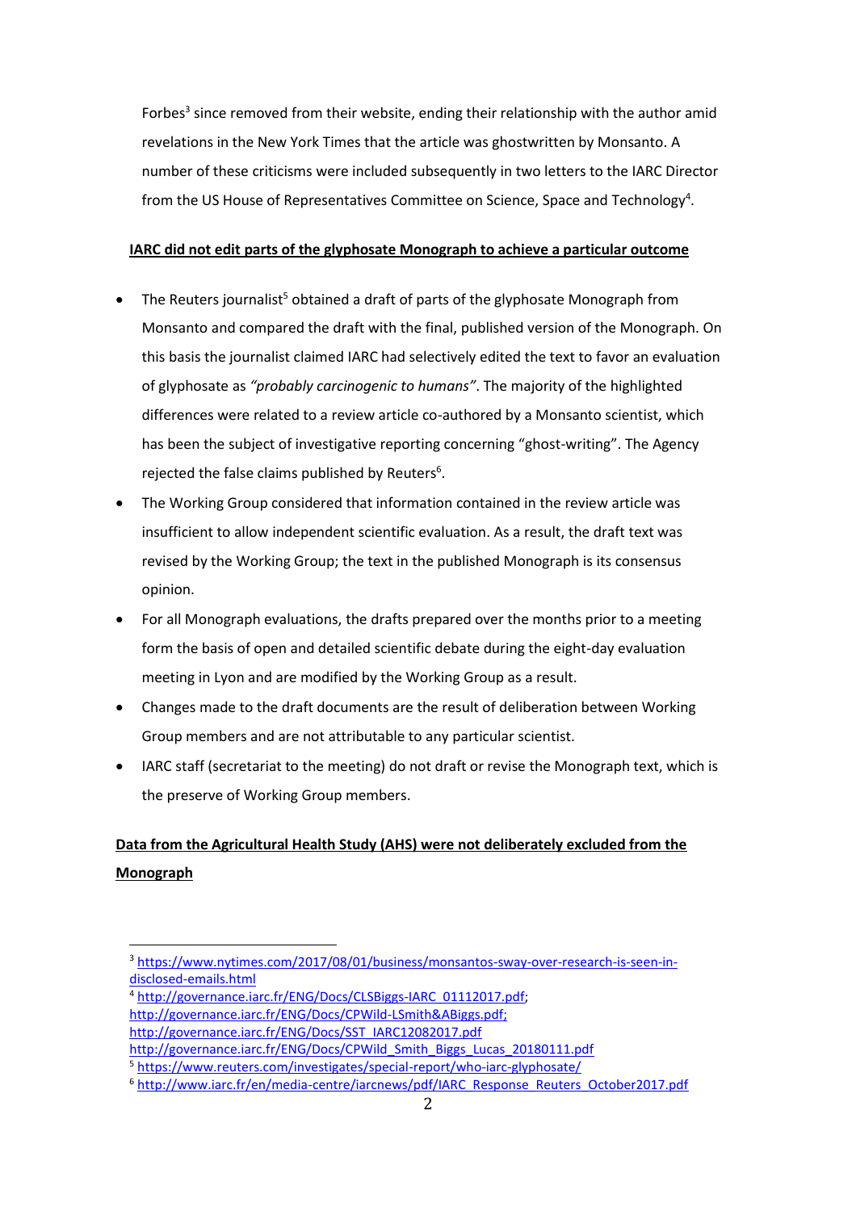Forbes[3] since removed from their website, ending their relationship with the author amid revelations in the New York Times that the article was ghostwritten by Monsanto. A number of these criticisms were included subsequently in two letters to the IARC Director from the US House of Representatives Committee on Science, Space and Technology[4].

**IARC did not edit parts of the glyphosate Monograph to achieve a particular outcome**

- The Reuters journalist[5] obtained a draft of parts of the glyphosate Monograph from Monsanto and compared the draft with the final, published version of the Monograph. On this basis the journalist claimed IARC had selectively edited the text to favor an evaluation of glyphosate as *"probably carcinogenic to humans"*. The majority of the highlighted differences were related to a review article co-authored by a Monsanto scientist, which has been the subject of investigative reporting concerning "ghost-writing". The Agency rejected the false claims published by Reuters[6].
- The Working Group considered that information contained in the review article was insufficient to allow independent scientific evaluation. As a result, the draft text was revised by the Working Group; the text in the published Monograph is its consensus opinion.
- For all Monograph evaluations, the drafts prepared over the months prior to a meeting form the basis of open and detailed scientific debate during the eight-day evaluation meeting in Lyon and are modified by the Working Group as a result.
- Changes made to the draft documents are the result of deliberation between Working Group members and are not attributable to any particular scientist.
- IARC staff (secretariat to the meeting) do not draft or revise the Monograph text, which is the preserve of Working Group members.

**Data from the Agricultural Health Study (AHS) were not deliberately excluded from the Monograph**

---

[3] https://www.nytimes.com/2017/08/01/business/monsantos-sway-over-research-is-seen-in-disclosed-emails.html

[4] http://governance.iarc.fr/ENG/Docs/CLSBiggs-IARC_01112017.pdf; http://governance.iarc.fr/ENG/Docs/CPWild-LSmith&ABiggs.pdf; http://governance.iarc.fr/ENG/Docs/SST_IARC12082017.pdf http://governance.iarc.fr/ENG/Docs/CPWild_Smith_Biggs_Lucas_20180111.pdf

[5] https://www.reuters.com/investigates/special-report/who-iarc-glyphosate/

[6] http://www.iarc.fr/en/media-centre/iarcnews/pdf/IARC_Response_Reuters_October2017.pdf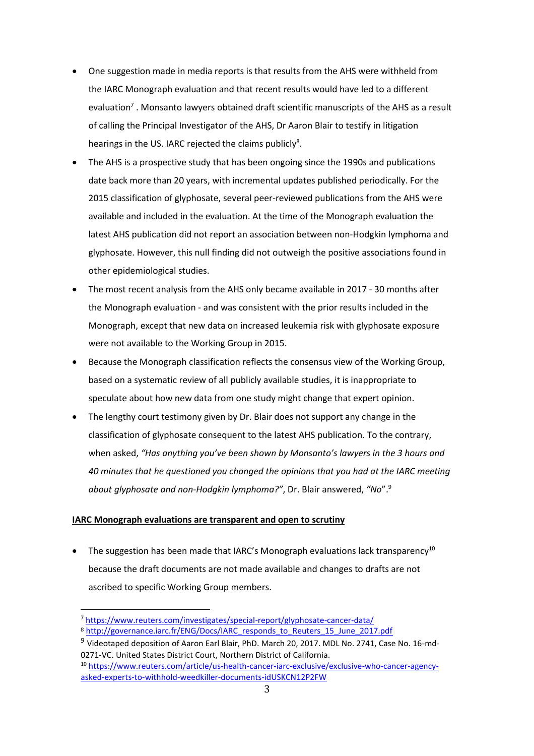- One suggestion made in media reports is that results from the AHS were withheld from the IARC Monograph evaluation and that recent results would have led to a different evaluation[7] . Monsanto lawyers obtained draft scientific manuscripts of the AHS as a result of calling the Principal Investigator of the AHS, Dr Aaron Blair to testify in litigation hearings in the US. IARC rejected the claims publicly[8].
- The AHS is a prospective study that has been ongoing since the 1990s and publications date back more than 20 years, with incremental updates published periodically. For the 2015 classification of glyphosate, several peer-reviewed publications from the AHS were available and included in the evaluation. At the time of the Monograph evaluation the latest AHS publication did not report an association between non-Hodgkin lymphoma and glyphosate. However, this null finding did not outweigh the positive associations found in other epidemiological studies.
- The most recent analysis from the AHS only became available in 2017 - 30 months after the Monograph evaluation - and was consistent with the prior results included in the Monograph, except that new data on increased leukemia risk with glyphosate exposure were not available to the Working Group in 2015.
- Because the Monograph classification reflects the consensus view of the Working Group, based on a systematic review of all publicly available studies, it is inappropriate to speculate about how new data from one study might change that expert opinion.
- The lengthy court testimony given by Dr. Blair does not support any change in the classification of glyphosate consequent to the latest AHS publication. To the contrary, when asked, *"Has anything you've been shown by Monsanto's lawyers in the 3 hours and 40 minutes that he questioned you changed the opinions that you had at the IARC meeting about glyphosate and non-Hodgkin lymphoma?"*, Dr. Blair answered, *"No"*.[9]

**<u>IARC Monograph evaluations are transparent and open to scrutiny</u>**

- The suggestion has been made that IARC's Monograph evaluations lack transparency[10] because the draft documents are not made available and changes to drafts are not ascribed to specific Working Group members.

---

[7] https://www.reuters.com/investigates/special-report/glyphosate-cancer-data/

[8] http://governance.iarc.fr/ENG/Docs/IARC_responds_to_Reuters_15_June_2017.pdf

[9] Videotaped deposition of Aaron Earl Blair, PhD. March 20, 2017. MDL No. 2741, Case No. 16-md-0271-VC. United States District Court, Northern District of California.

[10] https://www.reuters.com/article/us-health-cancer-iarc-exclusive/exclusive-who-cancer-agency-asked-experts-to-withhold-weedkiller-documents-idUSKCN12P2FW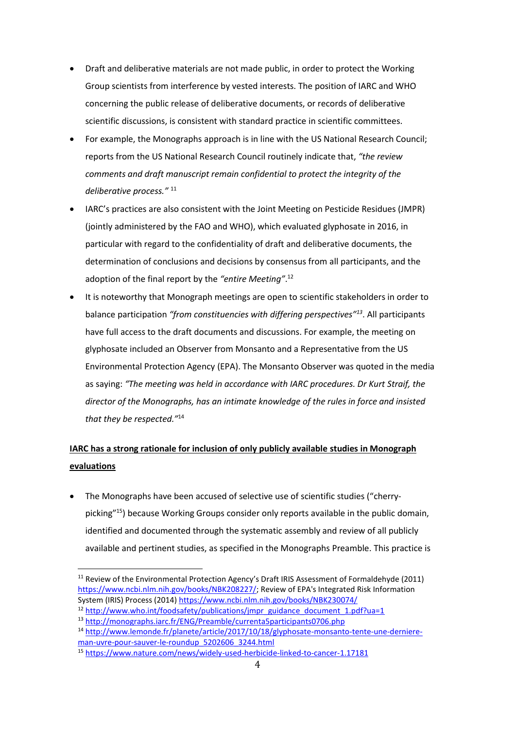- Draft and deliberative materials are not made public, in order to protect the Working Group scientists from interference by vested interests. The position of IARC and WHO concerning the public release of deliberative documents, or records of deliberative scientific discussions, is consistent with standard practice in scientific committees.
- For example, the Monographs approach is in line with the US National Research Council; reports from the US National Research Council routinely indicate that, *"the review comments and draft manuscript remain confidential to protect the integrity of the deliberative process."* [11]
- IARC's practices are also consistent with the Joint Meeting on Pesticide Residues (JMPR) (jointly administered by the FAO and WHO), which evaluated glyphosate in 2016, in particular with regard to the confidentiality of draft and deliberative documents, the determination of conclusions and decisions by consensus from all participants, and the adoption of the final report by the *"entire Meeting"*.[12]
- It is noteworthy that Monograph meetings are open to scientific stakeholders in order to balance participation *"from constituencies with differing perspectives"*[13]. All participants have full access to the draft documents and discussions. For example, the meeting on glyphosate included an Observer from Monsanto and a Representative from the US Environmental Protection Agency (EPA). The Monsanto Observer was quoted in the media as saying: *"The meeting was held in accordance with IARC procedures. Dr Kurt Straif, the director of the Monographs, has an intimate knowledge of the rules in force and insisted that they be respected."*[14]

**<u>IARC has a strong rationale for inclusion of only publicly available studies in Monograph evaluations</u>**

- The Monographs have been accused of selective use of scientific studies ("cherry-picking"[15]) because Working Groups consider only reports available in the public domain, identified and documented through the systematic assembly and review of all publicly available and pertinent studies, as specified in the Monographs Preamble. This practice is

---

[11] Review of the Environmental Protection Agency's Draft IRIS Assessment of Formaldehyde (2011) https://www.ncbi.nlm.nih.gov/books/NBK208227/; Review of EPA's Integrated Risk Information System (IRIS) Process (2014) https://www.ncbi.nlm.nih.gov/books/NBK230074/

[12] http://www.who.int/foodsafety/publications/jmpr_guidance_document_1.pdf?ua=1

[13] http://monographs.iarc.fr/ENG/Preamble/currenta5participants0706.php

[14] http://www.lemonde.fr/planete/article/2017/10/18/glyphosate-monsanto-tente-une-derniere-man-uvre-pour-sauver-le-roundup_5202606_3244.html

[15] https://www.nature.com/news/widely-used-herbicide-linked-to-cancer-1.17181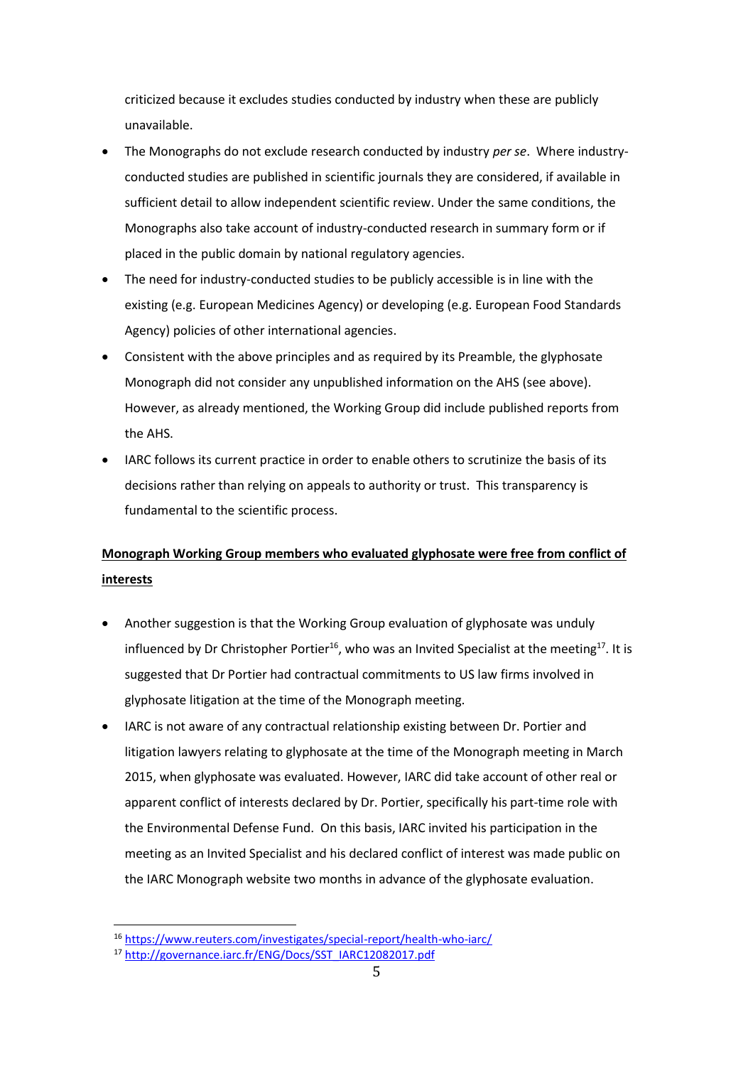criticized because it excludes studies conducted by industry when these are publicly unavailable.

- The Monographs do not exclude research conducted by industry *per se*. Where industry-conducted studies are published in scientific journals they are considered, if available in sufficient detail to allow independent scientific review. Under the same conditions, the Monographs also take account of industry-conducted research in summary form or if placed in the public domain by national regulatory agencies.
- The need for industry-conducted studies to be publicly accessible is in line with the existing (e.g. European Medicines Agency) or developing (e.g. European Food Standards Agency) policies of other international agencies.
- Consistent with the above principles and as required by its Preamble, the glyphosate Monograph did not consider any unpublished information on the AHS (see above). However, as already mentioned, the Working Group did include published reports from the AHS.
- IARC follows its current practice in order to enable others to scrutinize the basis of its decisions rather than relying on appeals to authority or trust. This transparency is fundamental to the scientific process.

**Monograph Working Group members who evaluated glyphosate were free from conflict of interests**

- Another suggestion is that the Working Group evaluation of glyphosate was unduly influenced by Dr Christopher Portier[16], who was an Invited Specialist at the meeting[17]. It is suggested that Dr Portier had contractual commitments to US law firms involved in glyphosate litigation at the time of the Monograph meeting.
- IARC is not aware of any contractual relationship existing between Dr. Portier and litigation lawyers relating to glyphosate at the time of the Monograph meeting in March 2015, when glyphosate was evaluated. However, IARC did take account of other real or apparent conflict of interests declared by Dr. Portier, specifically his part-time role with the Environmental Defense Fund. On this basis, IARC invited his participation in the meeting as an Invited Specialist and his declared conflict of interest was made public on the IARC Monograph website two months in advance of the glyphosate evaluation.

---

[16] https://www.reuters.com/investigates/special-report/health-who-iarc/

[17] http://governance.iarc.fr/ENG/Docs/SST_IARC12082017.pdf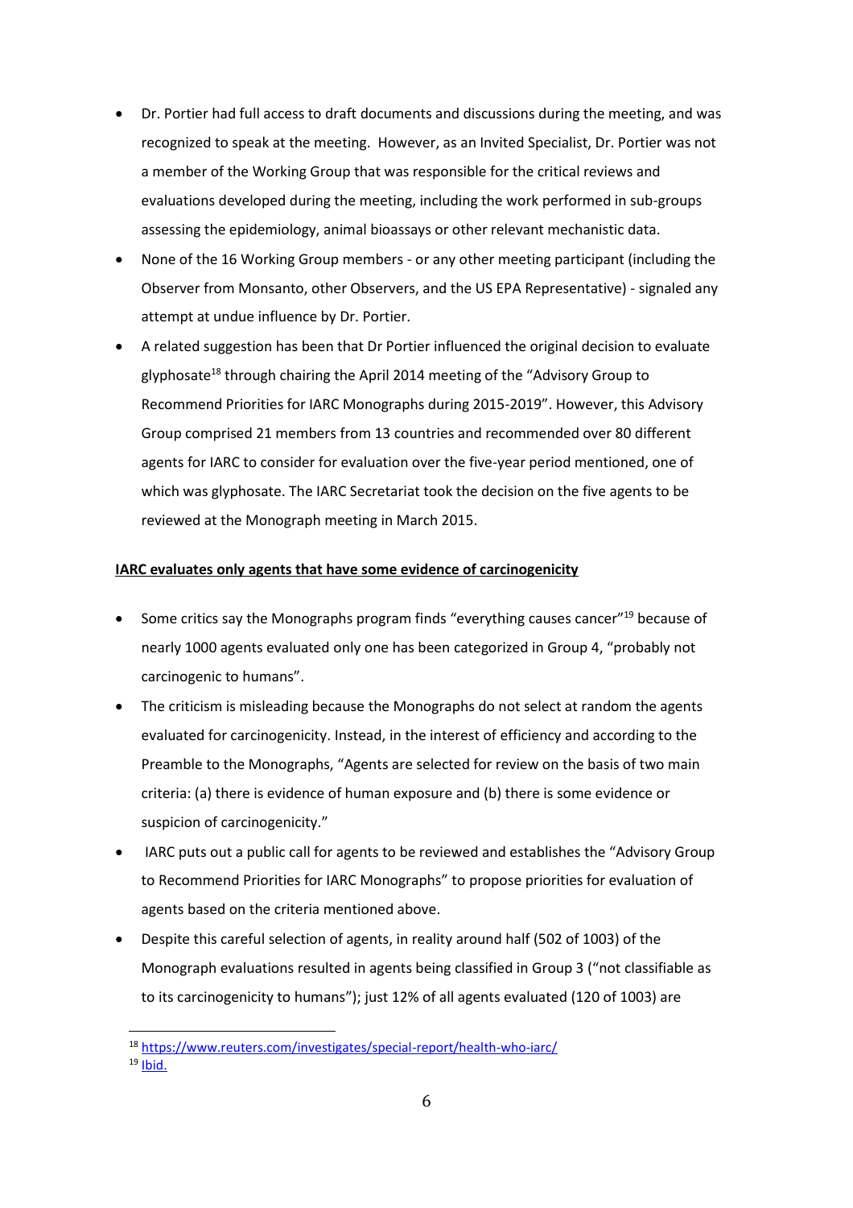- Dr. Portier had full access to draft documents and discussions during the meeting, and was recognized to speak at the meeting. However, as an Invited Specialist, Dr. Portier was not a member of the Working Group that was responsible for the critical reviews and evaluations developed during the meeting, including the work performed in sub-groups assessing the epidemiology, animal bioassays or other relevant mechanistic data.
- None of the 16 Working Group members - or any other meeting participant (including the Observer from Monsanto, other Observers, and the US EPA Representative) - signaled any attempt at undue influence by Dr. Portier.
- A related suggestion has been that Dr Portier influenced the original decision to evaluate glyphosate[18] through chairing the April 2014 meeting of the "Advisory Group to Recommend Priorities for IARC Monographs during 2015-2019". However, this Advisory Group comprised 21 members from 13 countries and recommended over 80 different agents for IARC to consider for evaluation over the five-year period mentioned, one of which was glyphosate. The IARC Secretariat took the decision on the five agents to be reviewed at the Monograph meeting in March 2015.

**IARC evaluates only agents that have some evidence of carcinogenicity**

- Some critics say the Monographs program finds "everything causes cancer"[19] because of nearly 1000 agents evaluated only one has been categorized in Group 4, "probably not carcinogenic to humans".
- The criticism is misleading because the Monographs do not select at random the agents evaluated for carcinogenicity. Instead, in the interest of efficiency and according to the Preamble to the Monographs, "Agents are selected for review on the basis of two main criteria: (a) there is evidence of human exposure and (b) there is some evidence or suspicion of carcinogenicity."
- IARC puts out a public call for agents to be reviewed and establishes the "Advisory Group to Recommend Priorities for IARC Monographs" to propose priorities for evaluation of agents based on the criteria mentioned above.
- Despite this careful selection of agents, in reality around half (502 of 1003) of the Monograph evaluations resulted in agents being classified in Group 3 ("not classifiable as to its carcinogenicity to humans"); just 12% of all agents evaluated (120 of 1003) are

[18] https://www.reuters.com/investigates/special-report/health-who-iarc/

[19] Ibid.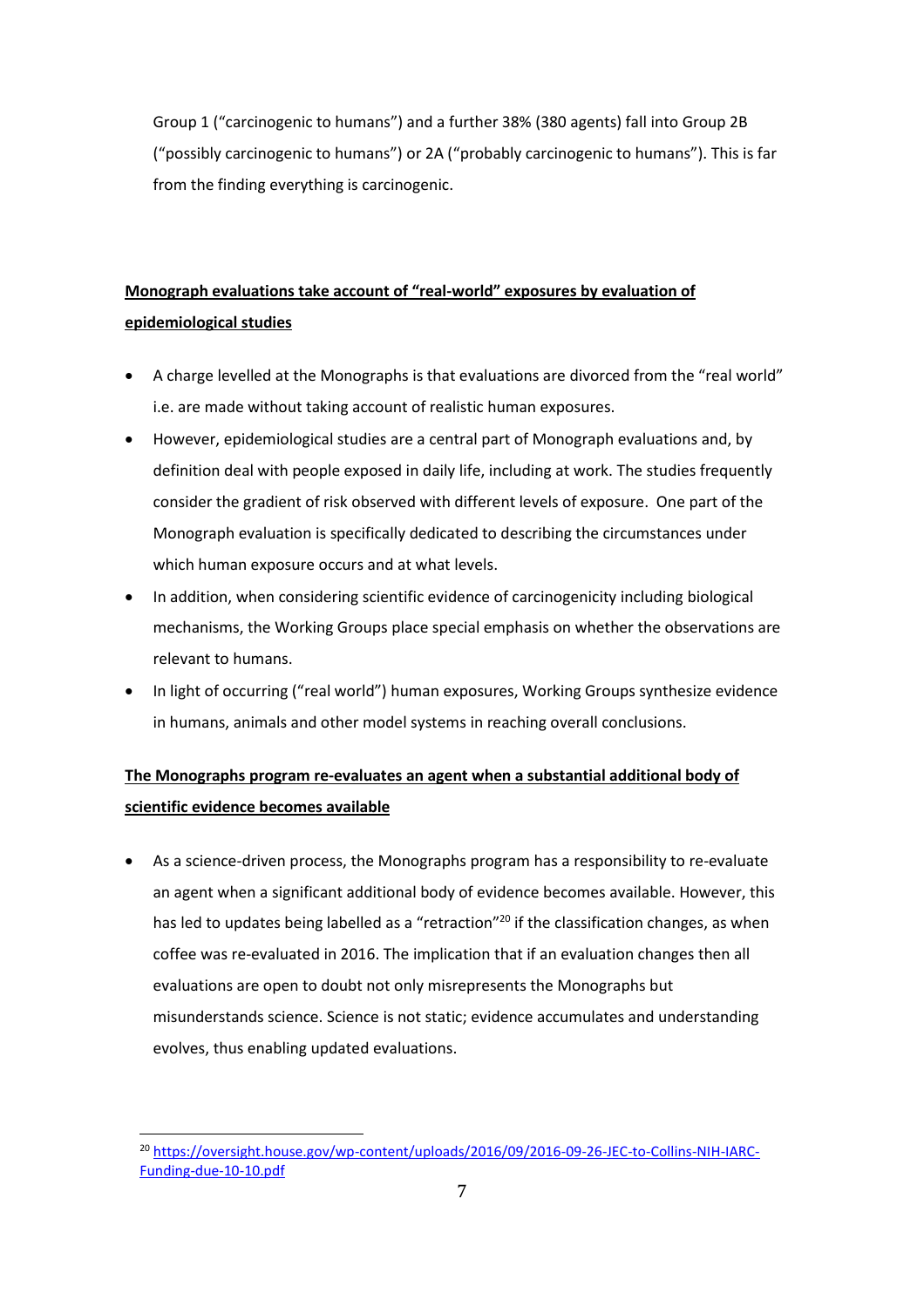Group 1 ("carcinogenic to humans") and a further 38% (380 agents) fall into Group 2B ("possibly carcinogenic to humans") or 2A ("probably carcinogenic to humans"). This is far from the finding everything is carcinogenic.

**Monograph evaluations take account of "real-world" exposures by evaluation of epidemiological studies**

- A charge levelled at the Monographs is that evaluations are divorced from the "real world" i.e. are made without taking account of realistic human exposures.
- However, epidemiological studies are a central part of Monograph evaluations and, by definition deal with people exposed in daily life, including at work. The studies frequently consider the gradient of risk observed with different levels of exposure. One part of the Monograph evaluation is specifically dedicated to describing the circumstances under which human exposure occurs and at what levels.
- In addition, when considering scientific evidence of carcinogenicity including biological mechanisms, the Working Groups place special emphasis on whether the observations are relevant to humans.
- In light of occurring ("real world") human exposures, Working Groups synthesize evidence in humans, animals and other model systems in reaching overall conclusions.

**The Monographs program re-evaluates an agent when a substantial additional body of scientific evidence becomes available**

- As a science-driven process, the Monographs program has a responsibility to re-evaluate an agent when a significant additional body of evidence becomes available. However, this has led to updates being labelled as a "retraction"[20] if the classification changes, as when coffee was re-evaluated in 2016. The implication that if an evaluation changes then all evaluations are open to doubt not only misrepresents the Monographs but misunderstands science. Science is not static; evidence accumulates and understanding evolves, thus enabling updated evaluations.

---

[20] https://oversight.house.gov/wp-content/uploads/2016/09/2016-09-26-JEC-to-Collins-NIH-IARC-Funding-due-10-10.pdf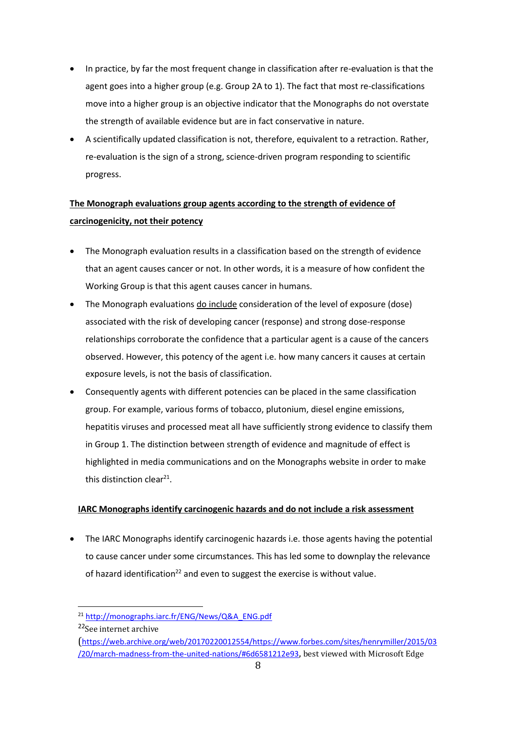- In practice, by far the most frequent change in classification after re-evaluation is that the agent goes into a higher group (e.g. Group 2A to 1). The fact that most re-classifications move into a higher group is an objective indicator that the Monographs do not overstate the strength of available evidence but are in fact conservative in nature.
- A scientifically updated classification is not, therefore, equivalent to a retraction. Rather, re-evaluation is the sign of a strong, science-driven program responding to scientific progress.

**The Monograph evaluations group agents according to the strength of evidence of carcinogenicity, not their potency**

- The Monograph evaluation results in a classification based on the strength of evidence that an agent causes cancer or not. In other words, it is a measure of how confident the Working Group is that this agent causes cancer in humans.
- The Monograph evaluations do include consideration of the level of exposure (dose) associated with the risk of developing cancer (response) and strong dose-response relationships corroborate the confidence that a particular agent is a cause of the cancers observed. However, this potency of the agent i.e. how many cancers it causes at certain exposure levels, is not the basis of classification.
- Consequently agents with different potencies can be placed in the same classification group. For example, various forms of tobacco, plutonium, diesel engine emissions, hepatitis viruses and processed meat all have sufficiently strong evidence to classify them in Group 1. The distinction between strength of evidence and magnitude of effect is highlighted in media communications and on the Monographs website in order to make this distinction clear[21].

**IARC Monographs identify carcinogenic hazards and do not include a risk assessment**

- The IARC Monographs identify carcinogenic hazards i.e. those agents having the potential to cause cancer under some circumstances. This has led some to downplay the relevance of hazard identification[22] and even to suggest the exercise is without value.

---

[21] http://monographs.iarc.fr/ENG/News/Q&A_ENG.pdf

[22] See internet archive (https://web.archive.org/web/20170220012554/https://www.forbes.com/sites/henrymiller/2015/03/20/march-madness-from-the-united-nations/#6d6581212e93, best viewed with Microsoft Edge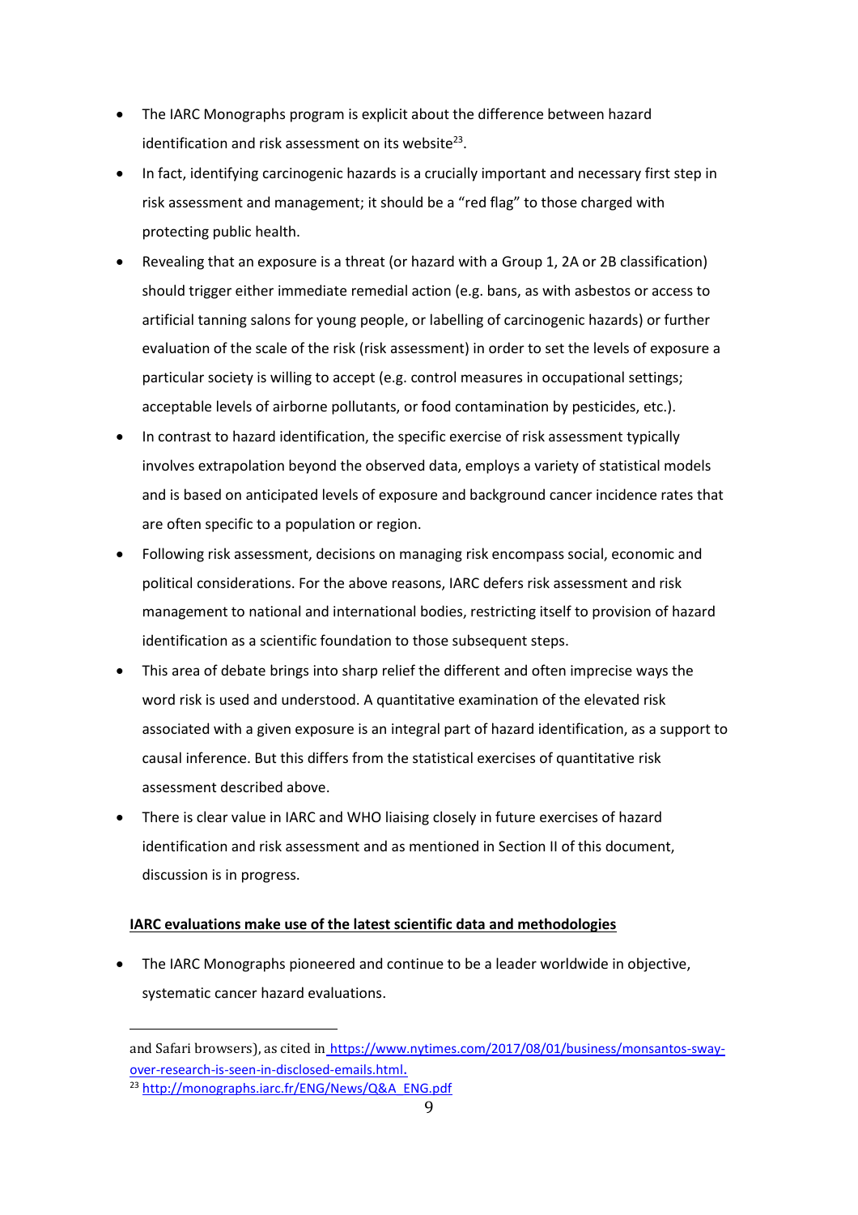- The IARC Monographs program is explicit about the difference between hazard identification and risk assessment on its website[23].
- In fact, identifying carcinogenic hazards is a crucially important and necessary first step in risk assessment and management; it should be a "red flag" to those charged with protecting public health.
- Revealing that an exposure is a threat (or hazard with a Group 1, 2A or 2B classification) should trigger either immediate remedial action (e.g. bans, as with asbestos or access to artificial tanning salons for young people, or labelling of carcinogenic hazards) or further evaluation of the scale of the risk (risk assessment) in order to set the levels of exposure a particular society is willing to accept (e.g. control measures in occupational settings; acceptable levels of airborne pollutants, or food contamination by pesticides, etc.).
- In contrast to hazard identification, the specific exercise of risk assessment typically involves extrapolation beyond the observed data, employs a variety of statistical models and is based on anticipated levels of exposure and background cancer incidence rates that are often specific to a population or region.
- Following risk assessment, decisions on managing risk encompass social, economic and political considerations. For the above reasons, IARC defers risk assessment and risk management to national and international bodies, restricting itself to provision of hazard identification as a scientific foundation to those subsequent steps.
- This area of debate brings into sharp relief the different and often imprecise ways the word risk is used and understood. A quantitative examination of the elevated risk associated with a given exposure is an integral part of hazard identification, as a support to causal inference. But this differs from the statistical exercises of quantitative risk assessment described above.
- There is clear value in IARC and WHO liaising closely in future exercises of hazard identification and risk assessment and as mentioned in Section II of this document, discussion is in progress.

**IARC evaluations make use of the latest scientific data and methodologies**

- The IARC Monographs pioneered and continue to be a leader worldwide in objective, systematic cancer hazard evaluations.

---

and Safari browsers), as cited in https://www.nytimes.com/2017/08/01/business/monsantos-sway-over-research-is-seen-in-disclosed-emails.html.

[23] http://monographs.iarc.fr/ENG/News/Q&A_ENG.pdf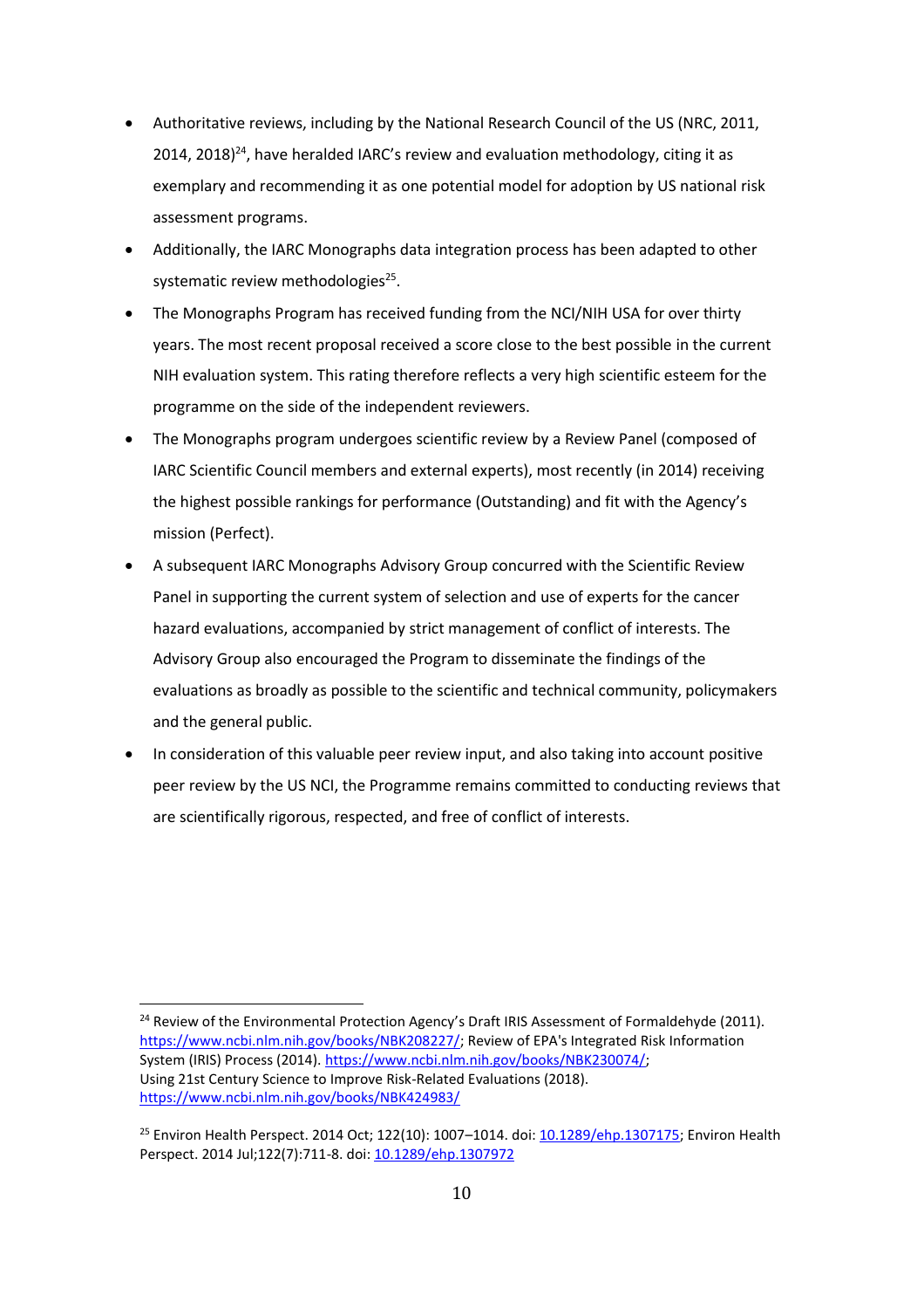- Authoritative reviews, including by the National Research Council of the US (NRC, 2011, 2014, 2018)[24], have heralded IARC's review and evaluation methodology, citing it as exemplary and recommending it as one potential model for adoption by US national risk assessment programs.
- Additionally, the IARC Monographs data integration process has been adapted to other systematic review methodologies[25].
- The Monographs Program has received funding from the NCI/NIH USA for over thirty years. The most recent proposal received a score close to the best possible in the current NIH evaluation system. This rating therefore reflects a very high scientific esteem for the programme on the side of the independent reviewers.
- The Monographs program undergoes scientific review by a Review Panel (composed of IARC Scientific Council members and external experts), most recently (in 2014) receiving the highest possible rankings for performance (Outstanding) and fit with the Agency's mission (Perfect).
- A subsequent IARC Monographs Advisory Group concurred with the Scientific Review Panel in supporting the current system of selection and use of experts for the cancer hazard evaluations, accompanied by strict management of conflict of interests. The Advisory Group also encouraged the Program to disseminate the findings of the evaluations as broadly as possible to the scientific and technical community, policymakers and the general public.
- In consideration of this valuable peer review input, and also taking into account positive peer review by the US NCI, the Programme remains committed to conducting reviews that are scientifically rigorous, respected, and free of conflict of interests.

---

[24] Review of the Environmental Protection Agency's Draft IRIS Assessment of Formaldehyde (2011). https://www.ncbi.nlm.nih.gov/books/NBK208227/; Review of EPA's Integrated Risk Information System (IRIS) Process (2014). https://www.ncbi.nlm.nih.gov/books/NBK230074/; Using 21st Century Science to Improve Risk-Related Evaluations (2018). https://www.ncbi.nlm.nih.gov/books/NBK424983/

[25] Environ Health Perspect. 2014 Oct; 122(10): 1007–1014. doi: 10.1289/ehp.1307175; Environ Health Perspect. 2014 Jul;122(7):711-8. doi: 10.1289/ehp.1307972